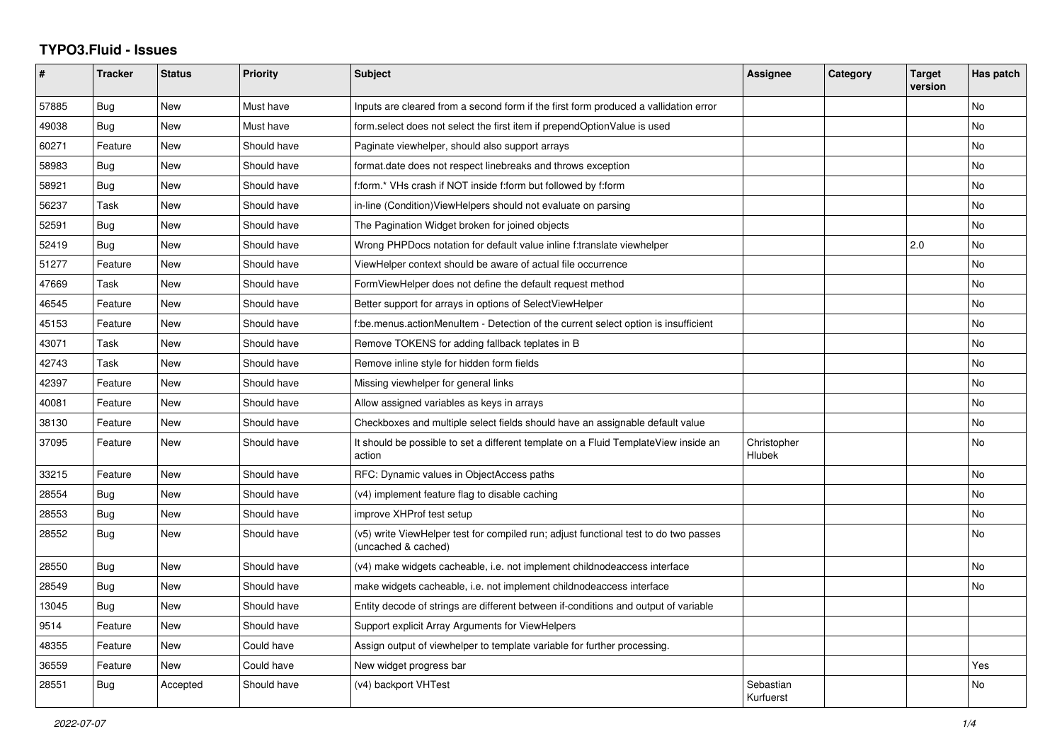# TYPO3.Fluid - Issues

| # | Tracker | Status | Priority | Subject | Assignee | Category | Target version | Has patch |
|---|---|---|---|---|---|---|---|---|
| 57885 | Bug | New | Must have | Inputs are cleared from a second form if the first form produced a vallidation error | | | | No |
| 49038 | Bug | New | Must have | form.select does not select the first item if prependOptionValue is used | | | | No |
| 60271 | Feature | New | Should have | Paginate viewhelper, should also support arrays | | | | No |
| 58983 | Bug | New | Should have | format.date does not respect linebreaks and throws exception | | | | No |
| 58921 | Bug | New | Should have | f:form.* VHs crash if NOT inside f:form but followed by f:form | | | | No |
| 56237 | Task | New | Should have | in-line (Condition)ViewHelpers should not evaluate on parsing | | | | No |
| 52591 | Bug | New | Should have | The Pagination Widget broken for joined objects | | | | No |
| 52419 | Bug | New | Should have | Wrong PHPDocs notation for default value inline f:translate viewhelper | | | 2.0 | No |
| 51277 | Feature | New | Should have | ViewHelper context should be aware of actual file occurrence | | | | No |
| 47669 | Task | New | Should have | FormViewHelper does not define the default request method | | | | No |
| 46545 | Feature | New | Should have | Better support for arrays in options of SelectViewHelper | | | | No |
| 45153 | Feature | New | Should have | f:be.menus.actionMenuItem - Detection of the current select option is insufficient | | | | No |
| 43071 | Task | New | Should have | Remove TOKENS for adding fallback teplates in B | | | | No |
| 42743 | Task | New | Should have | Remove inline style for hidden form fields | | | | No |
| 42397 | Feature | New | Should have | Missing viewhelper for general links | | | | No |
| 40081 | Feature | New | Should have | Allow assigned variables as keys in arrays | | | | No |
| 38130 | Feature | New | Should have | Checkboxes and multiple select fields should have an assignable default value | | | | No |
| 37095 | Feature | New | Should have | It should be possible to set a different template on a Fluid TemplateView inside an action | Christopher Hlubek | | | No |
| 33215 | Feature | New | Should have | RFC: Dynamic values in ObjectAccess paths | | | | No |
| 28554 | Bug | New | Should have | (v4) implement feature flag to disable caching | | | | No |
| 28553 | Bug | New | Should have | improve XHProf test setup | | | | No |
| 28552 | Bug | New | Should have | (v5) write ViewHelper test for compiled run; adjust functional test to do two passes (uncached & cached) | | | | No |
| 28550 | Bug | New | Should have | (v4) make widgets cacheable, i.e. not implement childnodeaccess interface | | | | No |
| 28549 | Bug | New | Should have | make widgets cacheable, i.e. not implement childnodeaccess interface | | | | No |
| 13045 | Bug | New | Should have | Entity decode of strings are different between if-conditions and output of variable | | | | |
| 9514 | Feature | New | Should have | Support explicit Array Arguments for ViewHelpers | | | | |
| 48355 | Feature | New | Could have | Assign output of viewhelper to template variable for further processing. | | | | |
| 36559 | Feature | New | Could have | New widget progress bar | | | | Yes |
| 28551 | Bug | Accepted | Should have | (v4) backport VHTest | Sebastian Kurfuerst | | | No |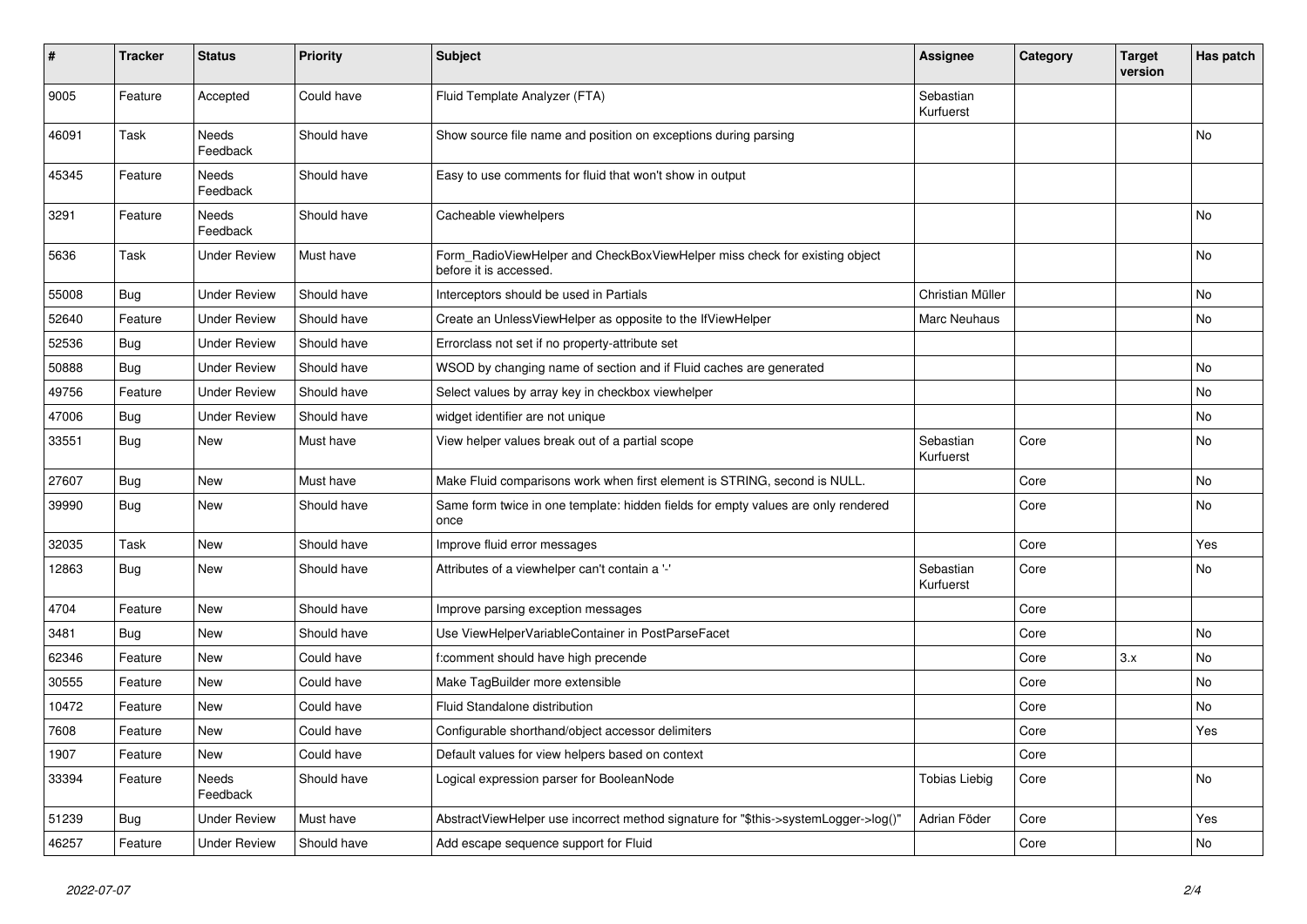| # | Tracker | Status | Priority | Subject | Assignee | Category | Target version | Has patch |
|---|---|---|---|---|---|---|---|---|
| 9005 | Feature | Accepted | Could have | Fluid Template Analyzer (FTA) | Sebastian Kurfuerst | | | |
| 46091 | Task | Needs Feedback | Should have | Show source file name and position on exceptions during parsing | | | | No |
| 45345 | Feature | Needs Feedback | Should have | Easy to use comments for fluid that won't show in output | | | | |
| 3291 | Feature | Needs Feedback | Should have | Cacheable viewhelpers | | | | No |
| 5636 | Task | Under Review | Must have | Form_RadioViewHelper and CheckBoxViewHelper miss check for existing object before it is accessed. | | | | No |
| 55008 | Bug | Under Review | Should have | Interceptors should be used in Partials | Christian Müller | | | No |
| 52640 | Feature | Under Review | Should have | Create an UnlessViewHelper as opposite to the IfViewHelper | Marc Neuhaus | | | No |
| 52536 | Bug | Under Review | Should have | Errorclass not set if no property-attribute set | | | | |
| 50888 | Bug | Under Review | Should have | WSOD by changing name of section and if Fluid caches are generated | | | | No |
| 49756 | Feature | Under Review | Should have | Select values by array key in checkbox viewhelper | | | | No |
| 47006 | Bug | Under Review | Should have | widget identifier are not unique | | | | No |
| 33551 | Bug | New | Must have | View helper values break out of a partial scope | Sebastian Kurfuerst | Core | | No |
| 27607 | Bug | New | Must have | Make Fluid comparisons work when first element is STRING, second is NULL. | | Core | | No |
| 39990 | Bug | New | Should have | Same form twice in one template: hidden fields for empty values are only rendered once | | Core | | No |
| 32035 | Task | New | Should have | Improve fluid error messages | | Core | | Yes |
| 12863 | Bug | New | Should have | Attributes of a viewhelper can't contain a '-' | Sebastian Kurfuerst | Core | | No |
| 4704 | Feature | New | Should have | Improve parsing exception messages | | Core | | |
| 3481 | Bug | New | Should have | Use ViewHelperVariableContainer in PostParseFacet | | Core | | No |
| 62346 | Feature | New | Could have | f:comment should have high precende | | Core | 3.x | No |
| 30555 | Feature | New | Could have | Make TagBuilder more extensible | | Core | | No |
| 10472 | Feature | New | Could have | Fluid Standalone distribution | | Core | | No |
| 7608 | Feature | New | Could have | Configurable shorthand/object accessor delimiters | | Core | | Yes |
| 1907 | Feature | New | Could have | Default values for view helpers based on context | | Core | | |
| 33394 | Feature | Needs Feedback | Should have | Logical expression parser for BooleanNode | Tobias Liebig | Core | | No |
| 51239 | Bug | Under Review | Must have | AbstractViewHelper use incorrect method signature for "$this->systemLogger->log()" | Adrian Föder | Core | | Yes |
| 46257 | Feature | Under Review | Should have | Add escape sequence support for Fluid | | Core | | No |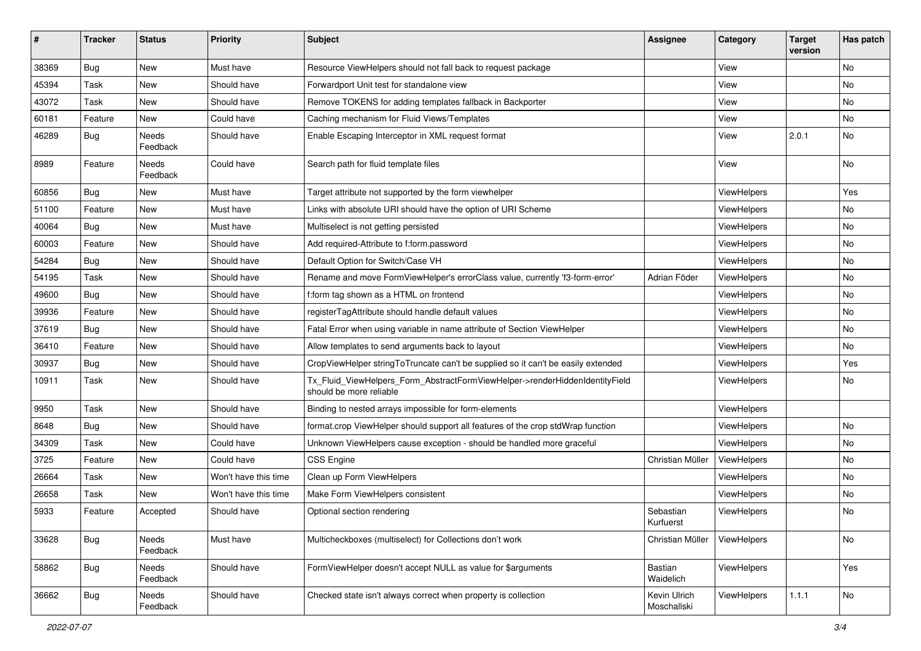| # | Tracker | Status | Priority | Subject | Assignee | Category | Target version | Has patch |
|---|---|---|---|---|---|---|---|---|
| 38369 | Bug | New | Must have | Resource ViewHelpers should not fall back to request package | | View | | No |
| 45394 | Task | New | Should have | Forwardport Unit test for standalone view | | View | | No |
| 43072 | Task | New | Should have | Remove TOKENS for adding templates fallback in Backporter | | View | | No |
| 60181 | Feature | New | Could have | Caching mechanism for Fluid Views/Templates | | View | | No |
| 46289 | Bug | Needs Feedback | Should have | Enable Escaping Interceptor in XML request format | | View | 2.0.1 | No |
| 8989 | Feature | Needs Feedback | Could have | Search path for fluid template files | | View | | No |
| 60856 | Bug | New | Must have | Target attribute not supported by the form viewhelper | | ViewHelpers | | Yes |
| 51100 | Feature | New | Must have | Links with absolute URI should have the option of URI Scheme | | ViewHelpers | | No |
| 40064 | Bug | New | Must have | Multiselect is not getting persisted | | ViewHelpers | | No |
| 60003 | Feature | New | Should have | Add required-Attribute to f:form.password | | ViewHelpers | | No |
| 54284 | Bug | New | Should have | Default Option for Switch/Case VH | | ViewHelpers | | No |
| 54195 | Task | New | Should have | Rename and move FormViewHelper's errorClass value, currently 'f3-form-error' | Adrian Föder | ViewHelpers | | No |
| 49600 | Bug | New | Should have | f:form tag shown as a HTML on frontend | | ViewHelpers | | No |
| 39936 | Feature | New | Should have | registerTagAttribute should handle default values | | ViewHelpers | | No |
| 37619 | Bug | New | Should have | Fatal Error when using variable in name attribute of Section ViewHelper | | ViewHelpers | | No |
| 36410 | Feature | New | Should have | Allow templates to send arguments back to layout | | ViewHelpers | | No |
| 30937 | Bug | New | Should have | CropViewHelper stringToTruncate can't be supplied so it can't be easily extended | | ViewHelpers | | Yes |
| 10911 | Task | New | Should have | Tx_Fluid_ViewHelpers_Form_AbstractFormViewHelper->renderHiddenIdentityField should be more reliable | | ViewHelpers | | No |
| 9950 | Task | New | Should have | Binding to nested arrays impossible for form-elements | | ViewHelpers | | |
| 8648 | Bug | New | Should have | format.crop ViewHelper should support all features of the crop stdWrap function | | ViewHelpers | | No |
| 34309 | Task | New | Could have | Unknown ViewHelpers cause exception - should be handled more graceful | | ViewHelpers | | No |
| 3725 | Feature | New | Could have | CSS Engine | Christian Müller | ViewHelpers | | No |
| 26664 | Task | New | Won't have this time | Clean up Form ViewHelpers | | ViewHelpers | | No |
| 26658 | Task | New | Won't have this time | Make Form ViewHelpers consistent | | ViewHelpers | | No |
| 5933 | Feature | Accepted | Should have | Optional section rendering | Sebastian Kurfuerst | ViewHelpers | | No |
| 33628 | Bug | Needs Feedback | Must have | Multicheckboxes (multiselect) for Collections don't work | Christian Müller | ViewHelpers | | No |
| 58862 | Bug | Needs Feedback | Should have | FormViewHelper doesn't accept NULL as value for $arguments | Bastian Waidelich | ViewHelpers | | Yes |
| 36662 | Bug | Needs Feedback | Should have | Checked state isn't always correct when property is collection | Kevin Ulrich Moschallski | ViewHelpers | 1.1.1 | No |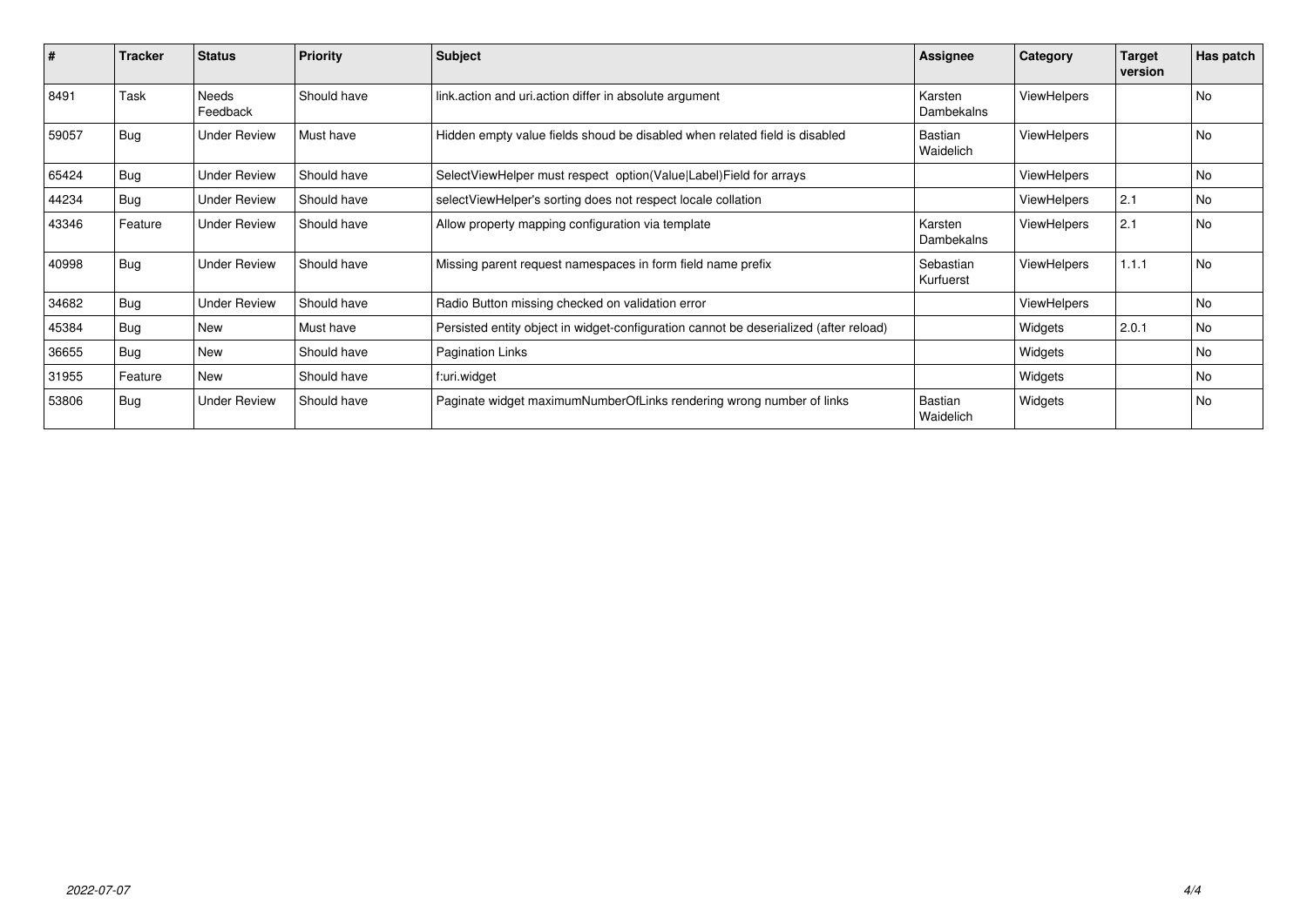| # | Tracker | Status | Priority | Subject | Assignee | Category | Target version | Has patch |
|---|---|---|---|---|---|---|---|---|
| 8491 | Task | Needs Feedback | Should have | link.action and uri.action differ in absolute argument | Karsten Dambekalns | ViewHelpers | | No |
| 59057 | Bug | Under Review | Must have | Hidden empty value fields shoud be disabled when related field is disabled | Bastian Waidelich | ViewHelpers | | No |
| 65424 | Bug | Under Review | Should have | SelectViewHelper must respect option(Value\|Label)Field for arrays | | ViewHelpers | | No |
| 44234 | Bug | Under Review | Should have | selectViewHelper's sorting does not respect locale collation | | ViewHelpers | 2.1 | No |
| 43346 | Feature | Under Review | Should have | Allow property mapping configuration via template | Karsten Dambekalns | ViewHelpers | 2.1 | No |
| 40998 | Bug | Under Review | Should have | Missing parent request namespaces in form field name prefix | Sebastian Kurfuerst | ViewHelpers | 1.1.1 | No |
| 34682 | Bug | Under Review | Should have | Radio Button missing checked on validation error | | ViewHelpers | | No |
| 45384 | Bug | New | Must have | Persisted entity object in widget-configuration cannot be deserialized (after reload) | | Widgets | 2.0.1 | No |
| 36655 | Bug | New | Should have | Pagination Links | | Widgets | | No |
| 31955 | Feature | New | Should have | f:uri.widget | | Widgets | | No |
| 53806 | Bug | Under Review | Should have | Paginate widget maximumNumberOfLinks rendering wrong number of links | Bastian Waidelich | Widgets | | No |

*2022-07-07*